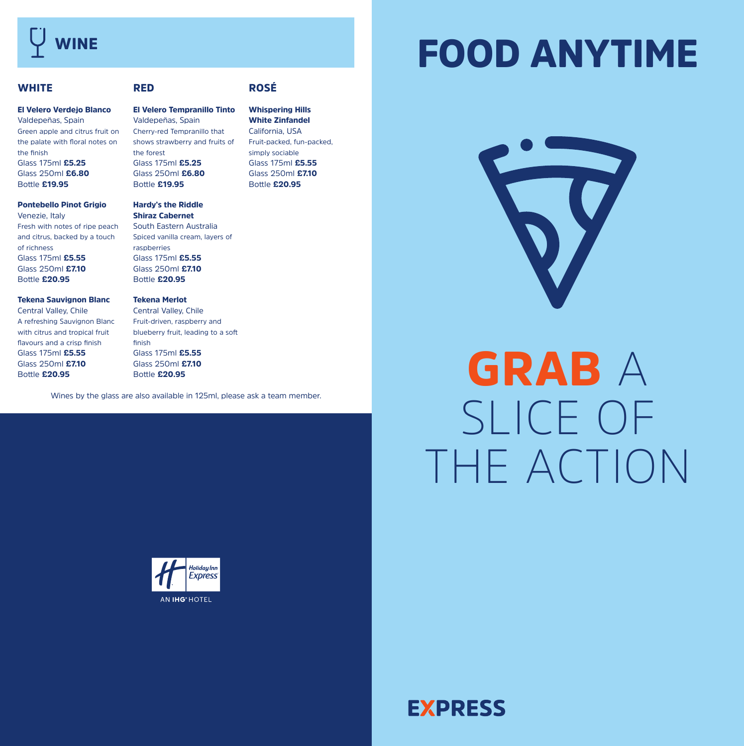# WINE

## WHITE

**El Velero Verdejo Blanco**
Valdepeñas, Spain
Green apple and citrus fruit on the palate with floral notes on the finish
Glass 175ml **£5.25**
Glass 250ml **£6.80**
Bottle **£19.95**

**Pontebello Pinot Grigio**
Venezie, Italy
Fresh with notes of ripe peach and citrus, backed by a touch of richness
Glass 175ml **£5.55**
Glass 250ml **£7.10**
Bottle **£20.95**

**Tekena Sauvignon Blanc**
Central Valley, Chile
A refreshing Sauvignon Blanc with citrus and tropical fruit flavours and a crisp finish
Glass 175ml **£5.55**
Glass 250ml **£7.10**
Bottle **£20.95**

## RED

**El Velero Tempranillo Tinto**
Valdepeñas, Spain
Cherry-red Tempranillo that shows strawberry and fruits of the forest
Glass 175ml **£5.25**
Glass 250ml **£6.80**
Bottle **£19.95**

**Hardy's the Riddle Shiraz Cabernet**
South Eastern Australia
Spiced vanilla cream, layers of raspberries
Glass 175ml **£5.55**
Glass 250ml **£7.10**
Bottle **£20.95**

**Tekena Merlot**
Central Valley, Chile
Fruit-driven, raspberry and blueberry fruit, leading to a soft finish
Glass 175ml **£5.55**
Glass 250ml **£7.10**
Bottle **£20.95**

## ROSÉ

**Whispering Hills White Zinfandel**
California, USA
Fruit-packed, fun-packed, simply sociable
Glass 175ml **£5.55**
Glass 250ml **£7.10**
Bottle **£20.95**

Wines by the glass are also available in 125ml, please ask a team member.

Holiday Inn Express
AN IHG HOTEL

# FOOD ANYTIME

**GRAB** A SLICE OF THE ACTION

EXPRESS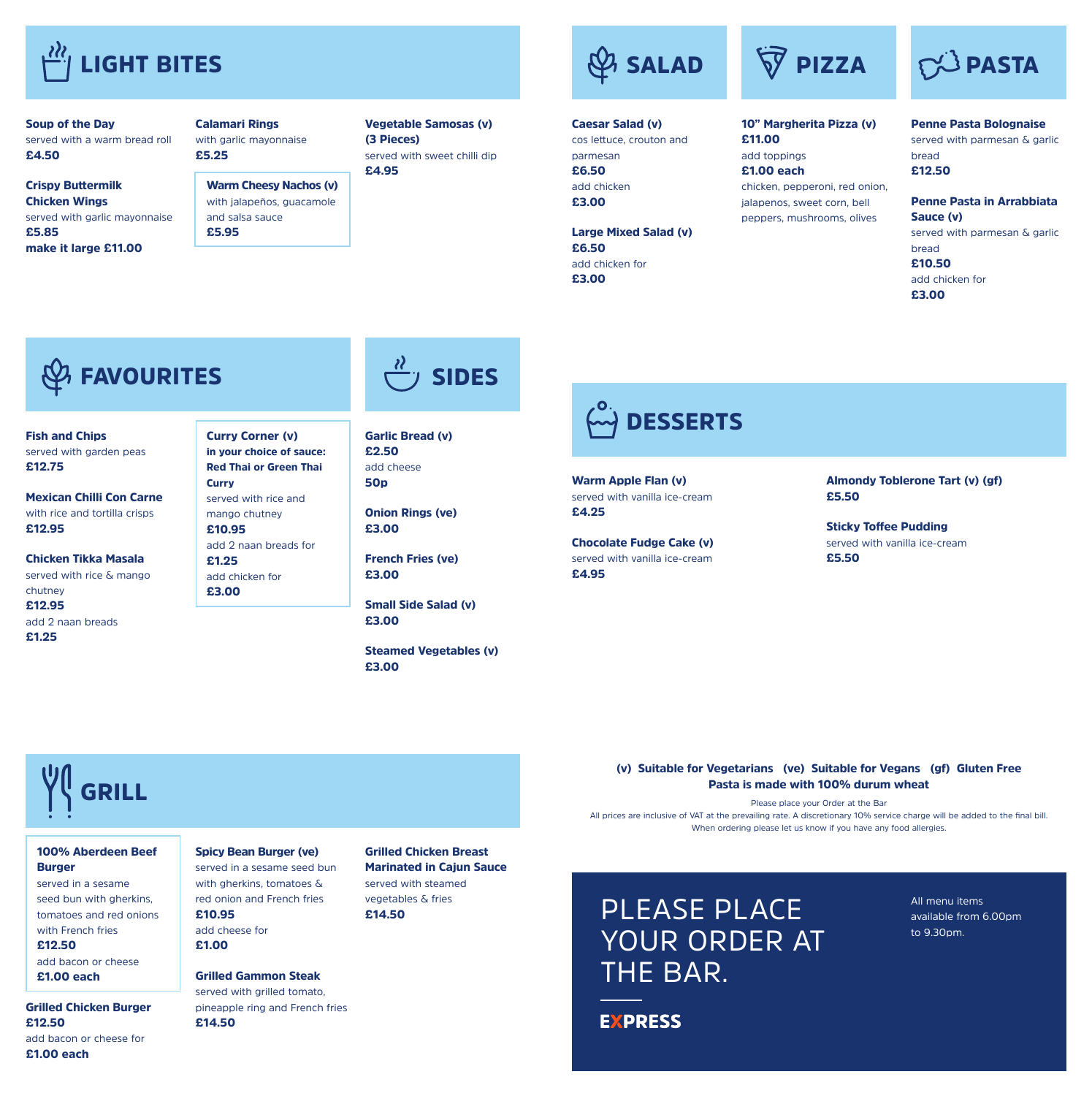## LIGHT BITES

**Soup of the Day**
served with a warm bread roll
**£4.50**

**Crispy Buttermilk Chicken Wings**
served with garlic mayonnaise
**£5.85**
**make it large £11.00**

**Calamari Rings**
with garlic mayonnaise
**£5.25**

**Warm Cheesy Nachos (v)**
with jalapeños, guacamole and salsa sauce
**£5.95**

**Vegetable Samosas (v) (3 Pieces)**
served with sweet chilli dip
**£4.95**

## SALAD

**Caesar Salad (v)**
cos lettuce, crouton and parmesan
**£6.50**
add chicken
**£3.00**

**Large Mixed Salad (v)**
**£6.50**
add chicken for
**£3.00**

## PIZZA

**10" Margherita Pizza (v)**
**£11.00**
add toppings
**£1.00 each**
chicken, pepperoni, red onion, jalapenos, sweet corn, bell peppers, mushrooms, olives

## PASTA

**Penne Pasta Bolognaise**
served with parmesan & garlic bread
**£12.50**

**Penne Pasta in Arrabbiata Sauce (v)**
served with parmesan & garlic bread
**£10.50**
add chicken for
**£3.00**

## FAVOURITES

**Fish and Chips**
served with garden peas
**£12.75**

**Mexican Chilli Con Carne**
with rice and tortilla crisps
**£12.95**

**Chicken Tikka Masala**
served with rice & mango chutney
**£12.95**
add 2 naan breads
**£1.25**

**Curry Corner (v)**
**in your choice of sauce: Red Thai or Green Thai Curry**
served with rice and mango chutney
**£10.95**
add 2 naan breads for
**£1.25**
add chicken for
**£3.00**

## SIDES

**Garlic Bread (v)**
**£2.50**
add cheese
**50p**

**Onion Rings (ve)**
**£3.00**

**French Fries (ve)**
**£3.00**

**Small Side Salad (v)**
**£3.00**

**Steamed Vegetables (v)**
**£3.00**

## DESSERTS

**Warm Apple Flan (v)**
served with vanilla ice-cream
**£4.25**

**Chocolate Fudge Cake (v)**
served with vanilla ice-cream
**£4.95**

**Almondy Toblerone Tart (v) (gf)**
**£5.50**

**Sticky Toffee Pudding**
served with vanilla ice-cream
**£5.50**

## GRILL

**100% Aberdeen Beef Burger**
served in a sesame seed bun with gherkins, tomatoes and red onions with French fries
**£12.50**
add bacon or cheese
**£1.00 each**

**Grilled Chicken Burger**
**£12.50**
add bacon or cheese for
**£1.00 each**

**Spicy Bean Burger (ve)**
served in a sesame seed bun with gherkins, tomatoes & red onion and French fries
**£10.95**
add cheese for
**£1.00**

**Grilled Gammon Steak**
served with grilled tomato, pineapple ring and French fries
**£14.50**

**Grilled Chicken Breast Marinated in Cajun Sauce**
served with steamed vegetables & fries
**£14.50**

**(v) Suitable for Vegetarians (ve) Suitable for Vegans (gf) Gluten Free**
**Pasta is made with 100% durum wheat**

Please place your Order at the Bar
All prices are inclusive of VAT at the prevailing rate. A discretionary 10% service charge will be added to the final bill.
When ordering please let us know if you have any food allergies.

PLEASE PLACE YOUR ORDER AT THE BAR.

**EXPRESS**

All menu items available from 6.00pm to 9.30pm.